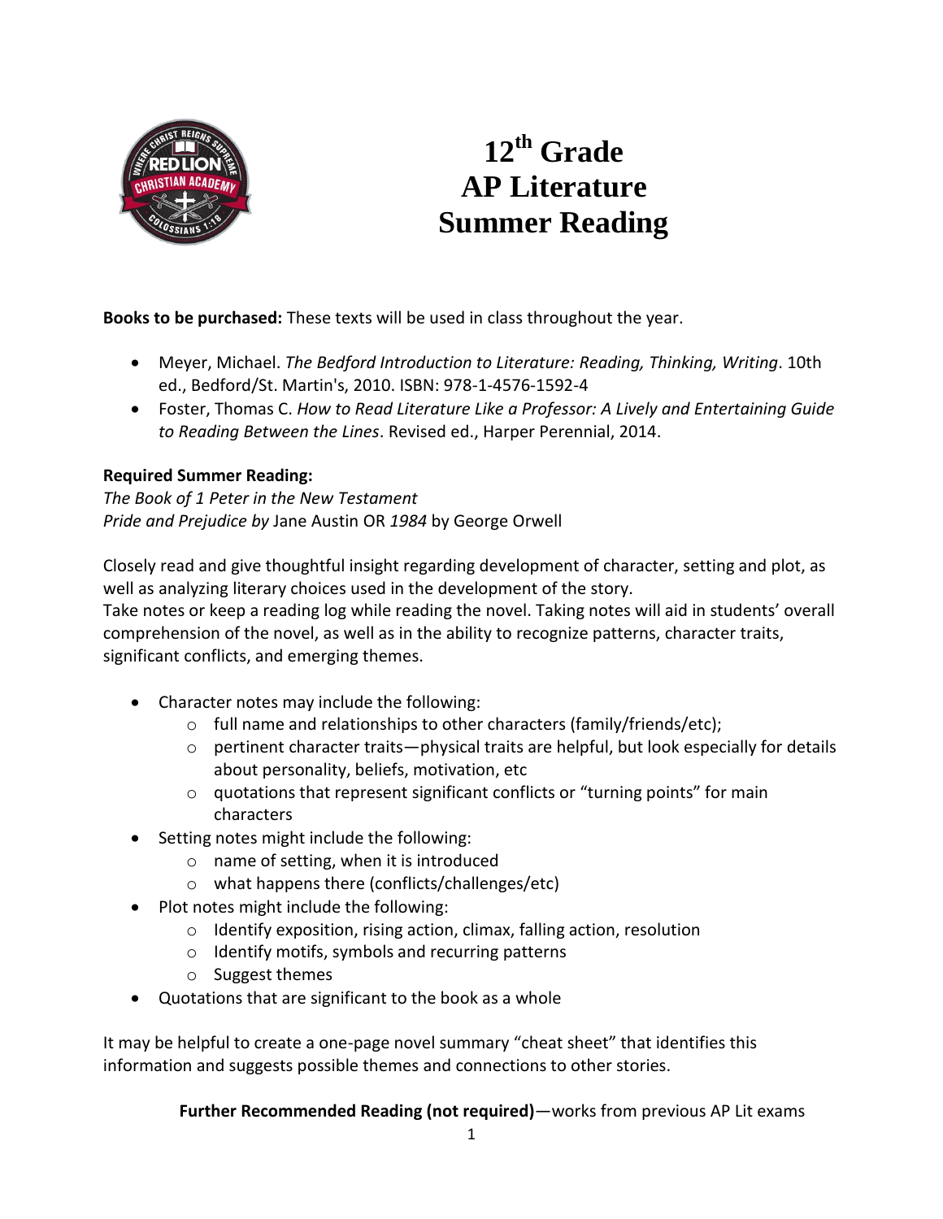# 12th Grade
# AP Literature
# Summer Reading

**Books to be purchased:** These texts will be used in class throughout the year.

- Meyer, Michael. *The Bedford Introduction to Literature: Reading, Thinking, Writing*. 10th ed., Bedford/St. Martin's, 2010. ISBN: 978-1-4576-1592-4
- Foster, Thomas C. *How to Read Literature Like a Professor: A Lively and Entertaining Guide to Reading Between the Lines*. Revised ed., Harper Perennial, 2014.

**Required Summer Reading:**
*The Book of 1 Peter in the New Testament*
*Pride and Prejudice by* Jane Austin OR *1984* by George Orwell

Closely read and give thoughtful insight regarding development of character, setting and plot, as well as analyzing literary choices used in the development of the story.
Take notes or keep a reading log while reading the novel. Taking notes will aid in students' overall comprehension of the novel, as well as in the ability to recognize patterns, character traits, significant conflicts, and emerging themes.

- Character notes may include the following:
  - full name and relationships to other characters (family/friends/etc);
  - pertinent character traits—physical traits are helpful, but look especially for details about personality, beliefs, motivation, etc
  - quotations that represent significant conflicts or "turning points" for main characters
- Setting notes might include the following:
  - name of setting, when it is introduced
  - what happens there (conflicts/challenges/etc)
- Plot notes might include the following:
  - Identify exposition, rising action, climax, falling action, resolution
  - Identify motifs, symbols and recurring patterns
  - Suggest themes
- Quotations that are significant to the book as a whole

It may be helpful to create a one-page novel summary "cheat sheet" that identifies this information and suggests possible themes and connections to other stories.

**Further Recommended Reading (not required)**—works from previous AP Lit exams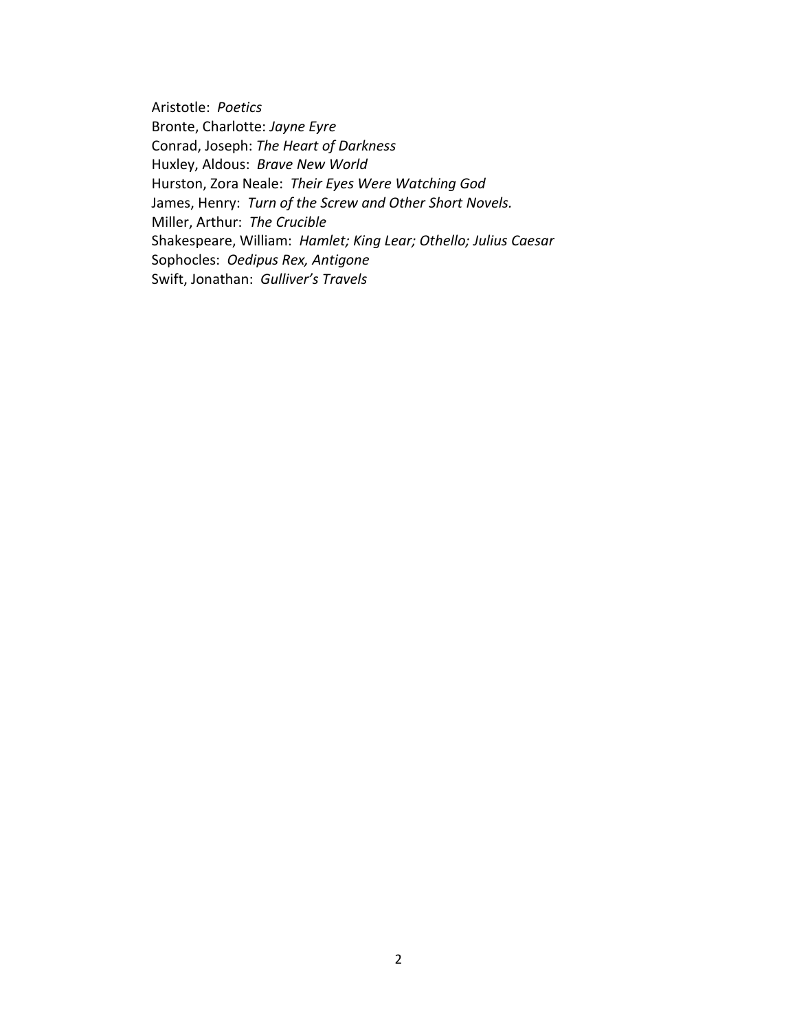Aristotle: *Poetics*
Bronte, Charlotte: *Jayne Eyre*
Conrad, Joseph: *The Heart of Darkness*
Huxley, Aldous: *Brave New World*
Hurston, Zora Neale: *Their Eyes Were Watching God*
James, Henry: *Turn of the Screw and Other Short Novels.*
Miller, Arthur: *The Crucible*
Shakespeare, William: *Hamlet; King Lear; Othello; Julius Caesar*
Sophocles: *Oedipus Rex, Antigone*
Swift, Jonathan: *Gulliver's Travels*